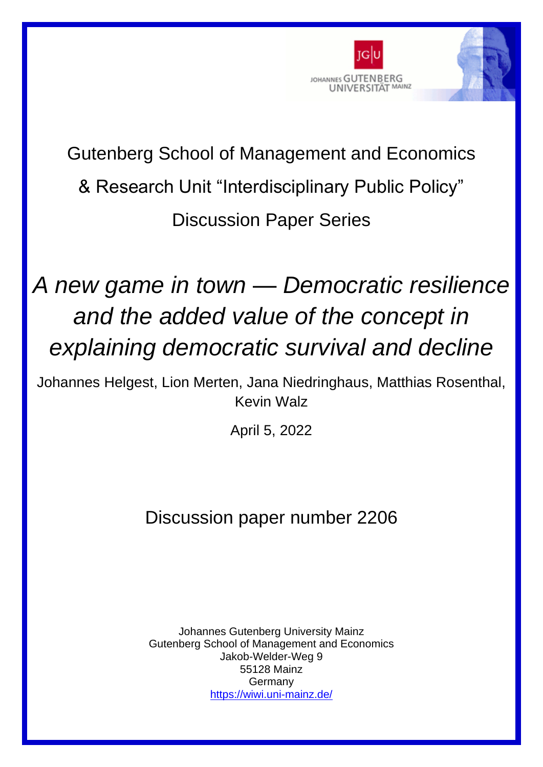Gutenberg School of Management and Economics

& Research Unit "Interdisciplinary Public Policy"

Discussion Paper Series

# *A new game in town — Democratic resilience and the added value of the concept in explaining democratic survival and decline*

Johannes Helgest, Lion Merten, Jana Niedringhaus, Matthias Rosenthal, Kevin Walz

April 5, 2022

Discussion paper number 2206

Johannes Gutenberg University Mainz
Gutenberg School of Management and Economics
Jakob-Welder-Weg 9
55128 Mainz
Germany
https://wiwi.uni-mainz.de/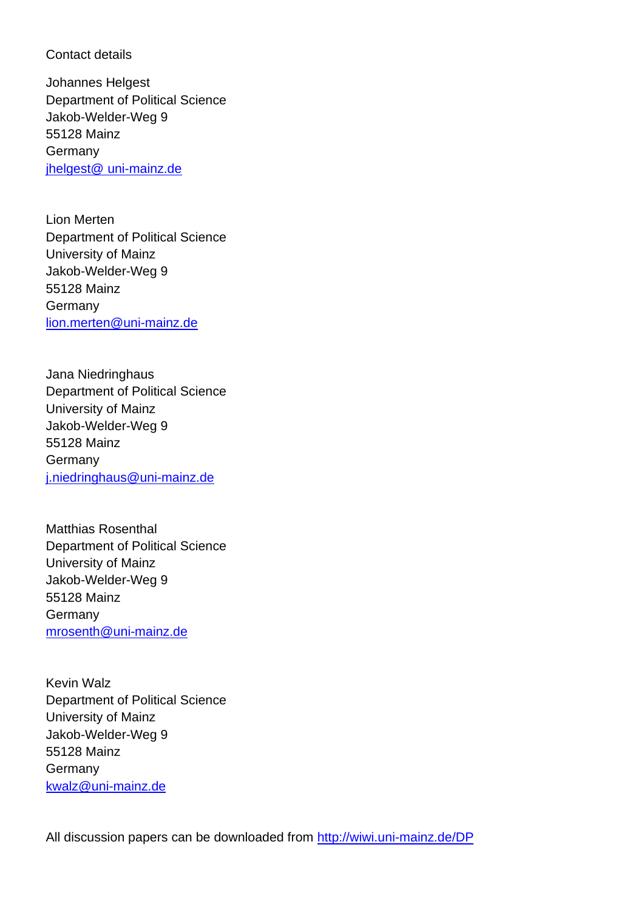Contact details

Johannes Helgest
Department of Political Science
Jakob-Welder-Weg 9
55128 Mainz
Germany
jhelgest@ uni-mainz.de

Lion Merten
Department of Political Science
University of Mainz
Jakob-Welder-Weg 9
55128 Mainz
Germany
lion.merten@uni-mainz.de

Jana Niedringhaus
Department of Political Science
University of Mainz
Jakob-Welder-Weg 9
55128 Mainz
Germany
j.niedringhaus@uni-mainz.de

Matthias Rosenthal
Department of Political Science
University of Mainz
Jakob-Welder-Weg 9
55128 Mainz
Germany
mrosenth@uni-mainz.de

Kevin Walz
Department of Political Science
University of Mainz
Jakob-Welder-Weg 9
55128 Mainz
Germany
kwalz@uni-mainz.de

All discussion papers can be downloaded from http://wiwi.uni-mainz.de/DP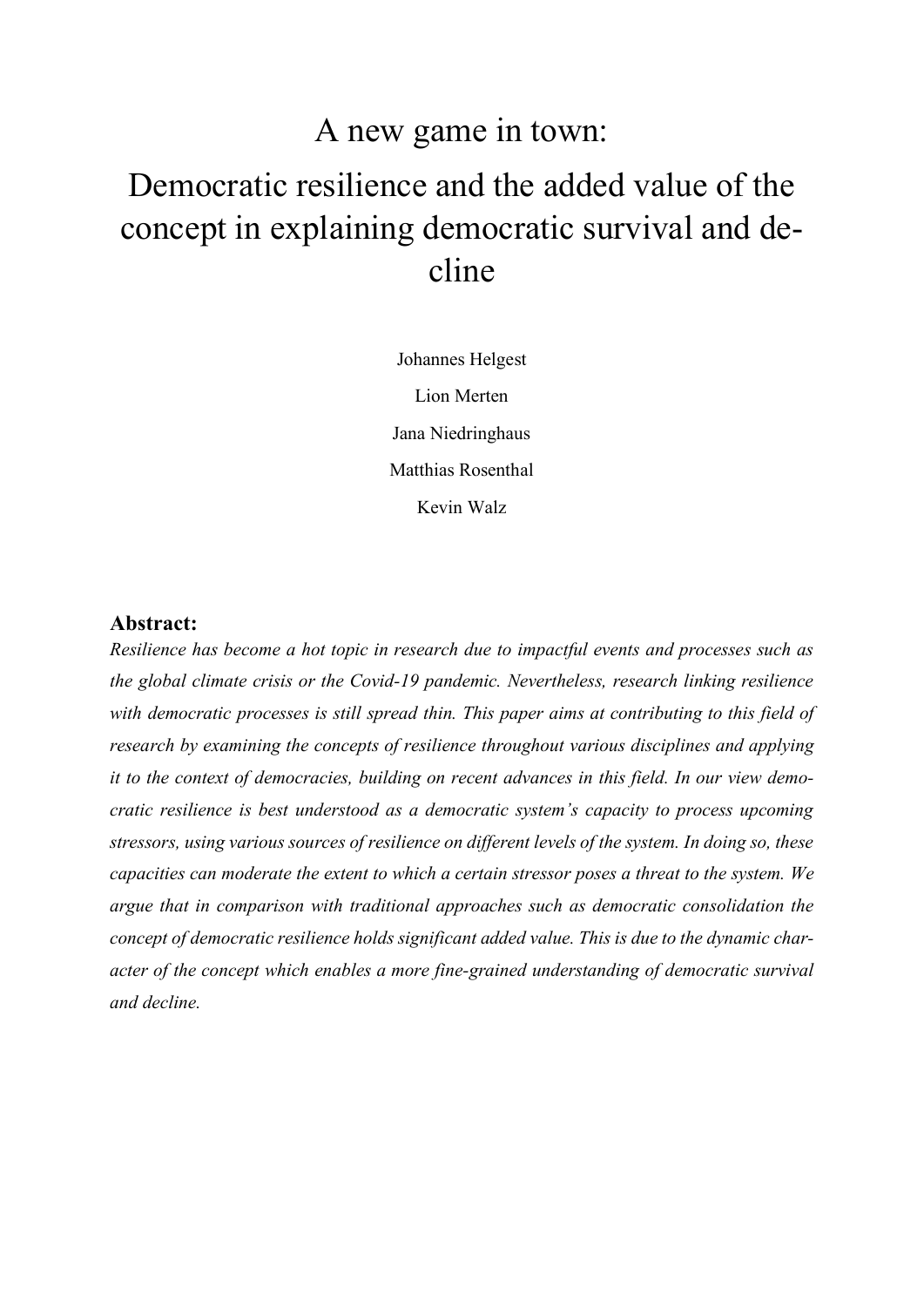# A new game in town:

# Democratic resilience and the added value of the concept in explaining democratic survival and decline

Johannes Helgest

Lion Merten

Jana Niedringhaus

Matthias Rosenthal

Kevin Walz

**Abstract:**

*Resilience has become a hot topic in research due to impactful events and processes such as the global climate crisis or the Covid-19 pandemic. Nevertheless, research linking resilience with democratic processes is still spread thin. This paper aims at contributing to this field of research by examining the concepts of resilience throughout various disciplines and applying it to the context of democracies, building on recent advances in this field. In our view democratic resilience is best understood as a democratic system's capacity to process upcoming stressors, using various sources of resilience on different levels of the system. In doing so, these capacities can moderate the extent to which a certain stressor poses a threat to the system. We argue that in comparison with traditional approaches such as democratic consolidation the concept of democratic resilience holds significant added value. This is due to the dynamic character of the concept which enables a more fine-grained understanding of democratic survival and decline.*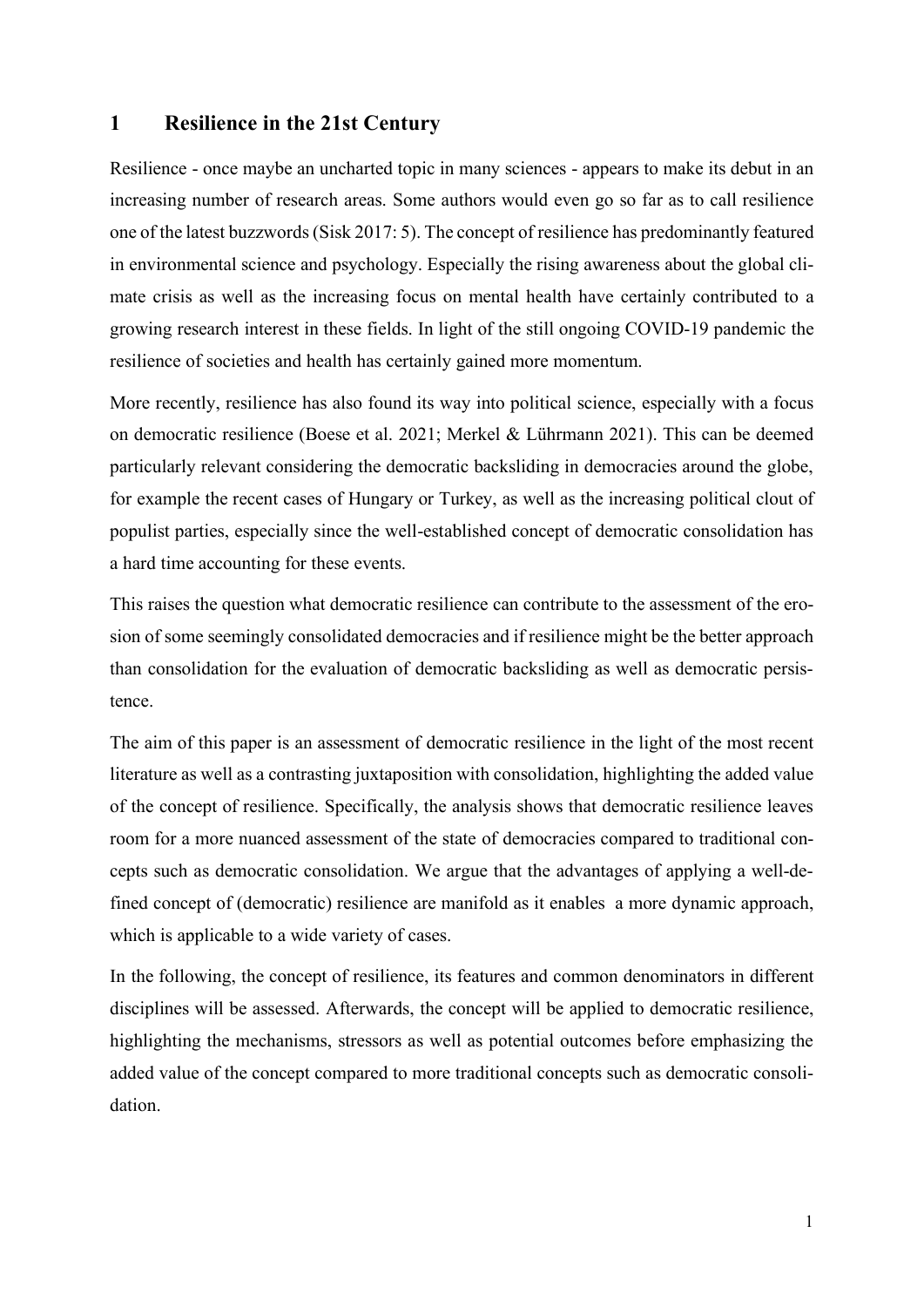# 1 Resilience in the 21st Century

Resilience - once maybe an uncharted topic in many sciences - appears to make its debut in an increasing number of research areas. Some authors would even go so far as to call resilience one of the latest buzzwords (Sisk 2017: 5). The concept of resilience has predominantly featured in environmental science and psychology. Especially the rising awareness about the global climate crisis as well as the increasing focus on mental health have certainly contributed to a growing research interest in these fields. In light of the still ongoing COVID-19 pandemic the resilience of societies and health has certainly gained more momentum.

More recently, resilience has also found its way into political science, especially with a focus on democratic resilience (Boese et al. 2021; Merkel & Lührmann 2021). This can be deemed particularly relevant considering the democratic backsliding in democracies around the globe, for example the recent cases of Hungary or Turkey, as well as the increasing political clout of populist parties, especially since the well-established concept of democratic consolidation has a hard time accounting for these events.

This raises the question what democratic resilience can contribute to the assessment of the erosion of some seemingly consolidated democracies and if resilience might be the better approach than consolidation for the evaluation of democratic backsliding as well as democratic persistence.

The aim of this paper is an assessment of democratic resilience in the light of the most recent literature as well as a contrasting juxtaposition with consolidation, highlighting the added value of the concept of resilience. Specifically, the analysis shows that democratic resilience leaves room for a more nuanced assessment of the state of democracies compared to traditional concepts such as democratic consolidation. We argue that the advantages of applying a well-defined concept of (democratic) resilience are manifold as it enables a more dynamic approach, which is applicable to a wide variety of cases.

In the following, the concept of resilience, its features and common denominators in different disciplines will be assessed. Afterwards, the concept will be applied to democratic resilience, highlighting the mechanisms, stressors as well as potential outcomes before emphasizing the added value of the concept compared to more traditional concepts such as democratic consolidation.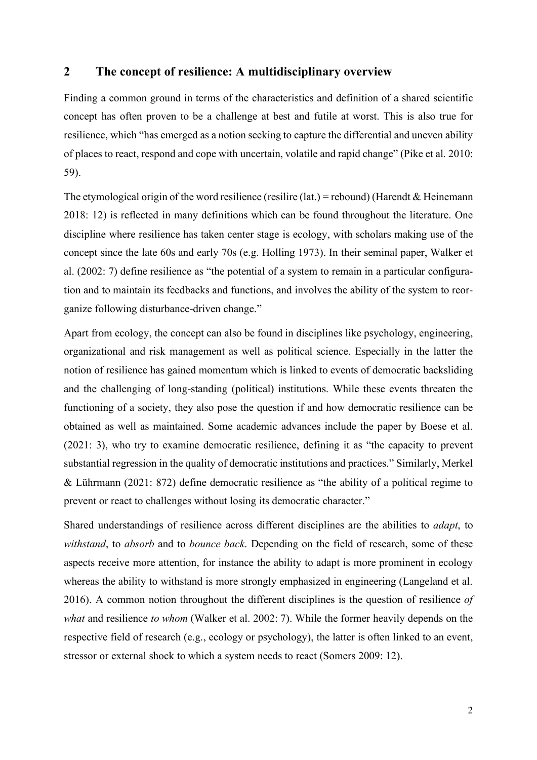## 2 The concept of resilience: A multidisciplinary overview

Finding a common ground in terms of the characteristics and definition of a shared scientific concept has often proven to be a challenge at best and futile at worst. This is also true for resilience, which "has emerged as a notion seeking to capture the differential and uneven ability of places to react, respond and cope with uncertain, volatile and rapid change" (Pike et al. 2010: 59).

The etymological origin of the word resilience (resilire (lat.) = rebound) (Harendt & Heinemann 2018: 12) is reflected in many definitions which can be found throughout the literature. One discipline where resilience has taken center stage is ecology, with scholars making use of the concept since the late 60s and early 70s (e.g. Holling 1973). In their seminal paper, Walker et al. (2002: 7) define resilience as "the potential of a system to remain in a particular configuration and to maintain its feedbacks and functions, and involves the ability of the system to reorganize following disturbance-driven change."

Apart from ecology, the concept can also be found in disciplines like psychology, engineering, organizational and risk management as well as political science. Especially in the latter the notion of resilience has gained momentum which is linked to events of democratic backsliding and the challenging of long-standing (political) institutions. While these events threaten the functioning of a society, they also pose the question if and how democratic resilience can be obtained as well as maintained. Some academic advances include the paper by Boese et al. (2021: 3), who try to examine democratic resilience, defining it as "the capacity to prevent substantial regression in the quality of democratic institutions and practices." Similarly, Merkel & Lührmann (2021: 872) define democratic resilience as "the ability of a political regime to prevent or react to challenges without losing its democratic character."

Shared understandings of resilience across different disciplines are the abilities to *adapt*, to *withstand*, to *absorb* and to *bounce back*. Depending on the field of research, some of these aspects receive more attention, for instance the ability to adapt is more prominent in ecology whereas the ability to withstand is more strongly emphasized in engineering (Langeland et al. 2016). A common notion throughout the different disciplines is the question of resilience *of what* and resilience *to whom* (Walker et al. 2002: 7). While the former heavily depends on the respective field of research (e.g., ecology or psychology), the latter is often linked to an event, stressor or external shock to which a system needs to react (Somers 2009: 12).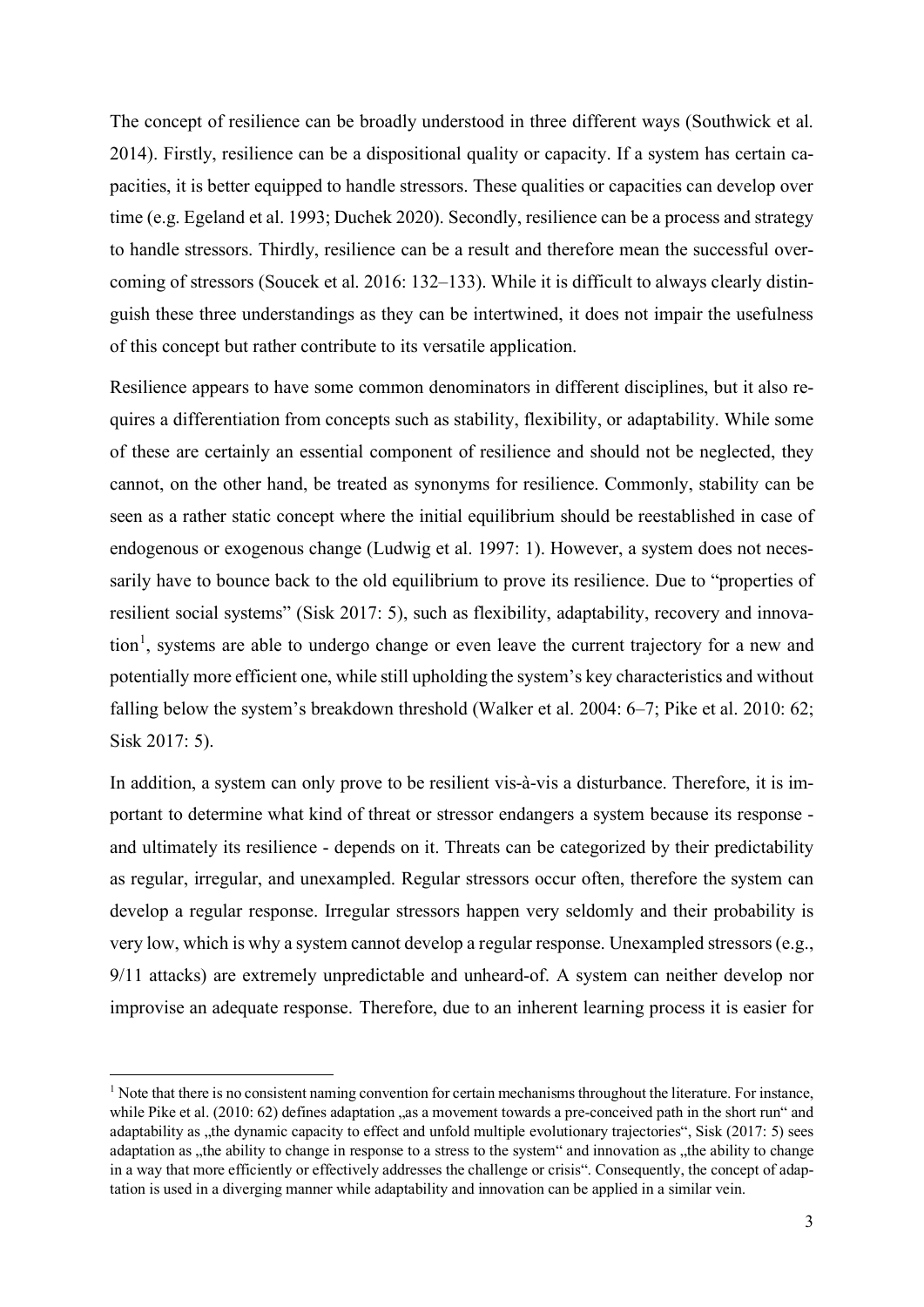The concept of resilience can be broadly understood in three different ways (Southwick et al. 2014). Firstly, resilience can be a dispositional quality or capacity. If a system has certain capacities, it is better equipped to handle stressors. These qualities or capacities can develop over time (e.g. Egeland et al. 1993; Duchek 2020). Secondly, resilience can be a process and strategy to handle stressors. Thirdly, resilience can be a result and therefore mean the successful overcoming of stressors (Soucek et al. 2016: 132–133). While it is difficult to always clearly distinguish these three understandings as they can be intertwined, it does not impair the usefulness of this concept but rather contribute to its versatile application.

Resilience appears to have some common denominators in different disciplines, but it also requires a differentiation from concepts such as stability, flexibility, or adaptability. While some of these are certainly an essential component of resilience and should not be neglected, they cannot, on the other hand, be treated as synonyms for resilience. Commonly, stability can be seen as a rather static concept where the initial equilibrium should be reestablished in case of endogenous or exogenous change (Ludwig et al. 1997: 1). However, a system does not necessarily have to bounce back to the old equilibrium to prove its resilience. Due to "properties of resilient social systems" (Sisk 2017: 5), such as flexibility, adaptability, recovery and innovation[1], systems are able to undergo change or even leave the current trajectory for a new and potentially more efficient one, while still upholding the system's key characteristics and without falling below the system's breakdown threshold (Walker et al. 2004: 6–7; Pike et al. 2010: 62; Sisk 2017: 5).

In addition, a system can only prove to be resilient vis-à-vis a disturbance. Therefore, it is important to determine what kind of threat or stressor endangers a system because its response - and ultimately its resilience - depends on it. Threats can be categorized by their predictability as regular, irregular, and unexampled. Regular stressors occur often, therefore the system can develop a regular response. Irregular stressors happen very seldomly and their probability is very low, which is why a system cannot develop a regular response. Unexampled stressors (e.g., 9/11 attacks) are extremely unpredictable and unheard-of. A system can neither develop nor improvise an adequate response. Therefore, due to an inherent learning process it is easier for

[1] Note that there is no consistent naming convention for certain mechanisms throughout the literature. For instance, while Pike et al. (2010: 62) defines adaptation „as a movement towards a pre-conceived path in the short run" and adaptability as „the dynamic capacity to effect and unfold multiple evolutionary trajectories", Sisk (2017: 5) sees adaptation as „the ability to change in response to a stress to the system" and innovation as „the ability to change in a way that more efficiently or effectively addresses the challenge or crisis". Consequently, the concept of adaptation is used in a diverging manner while adaptability and innovation can be applied in a similar vein.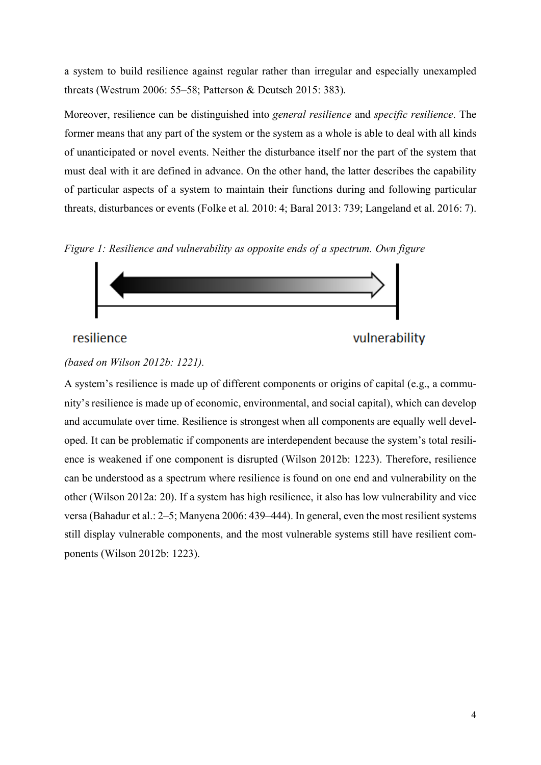a system to build resilience against regular rather than irregular and especially unexampled threats (Westrum 2006: 55–58; Patterson & Deutsch 2015: 383).

Moreover, resilience can be distinguished into *general resilience* and *specific resilience*. The former means that any part of the system or the system as a whole is able to deal with all kinds of unanticipated or novel events. Neither the disturbance itself nor the part of the system that must deal with it are defined in advance. On the other hand, the latter describes the capability of particular aspects of a system to maintain their functions during and following particular threats, disturbances or events (Folke et al. 2010: 4; Baral 2013: 739; Langeland et al. 2016: 7).

*Figure 1: Resilience and vulnerability as opposite ends of a spectrum. Own figure*

resilience vulnerability

*(based on Wilson 2012b: 1221).*

A system's resilience is made up of different components or origins of capital (e.g., a community's resilience is made up of economic, environmental, and social capital), which can develop and accumulate over time. Resilience is strongest when all components are equally well developed. It can be problematic if components are interdependent because the system's total resilience is weakened if one component is disrupted (Wilson 2012b: 1223). Therefore, resilience can be understood as a spectrum where resilience is found on one end and vulnerability on the other (Wilson 2012a: 20). If a system has high resilience, it also has low vulnerability and vice versa (Bahadur et al.: 2–5; Manyena 2006: 439–444). In general, even the most resilient systems still display vulnerable components, and the most vulnerable systems still have resilient components (Wilson 2012b: 1223).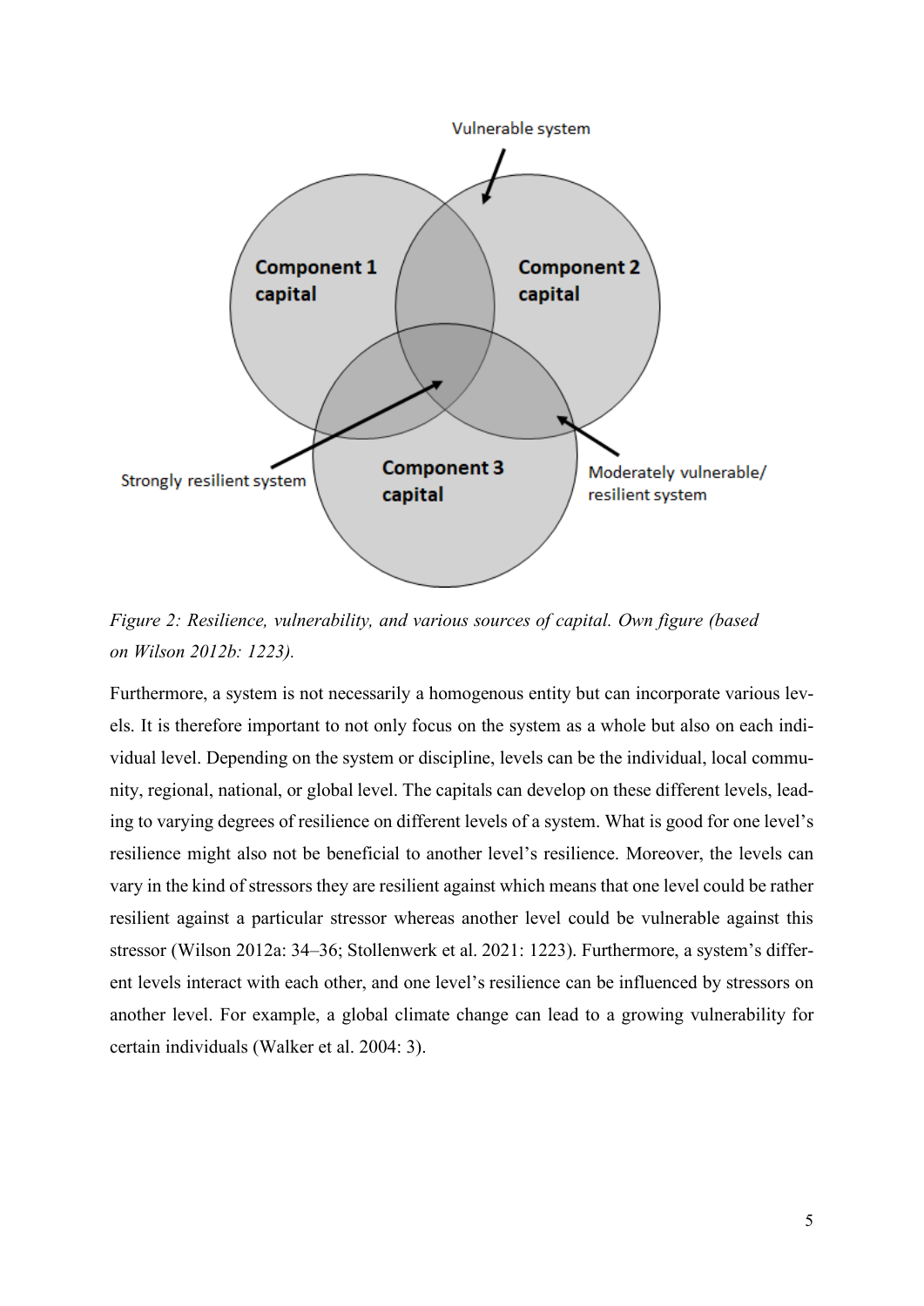*Figure 2: Resilience, vulnerability, and various sources of capital. Own figure (based on Wilson 2012b: 1223).*

Furthermore, a system is not necessarily a homogenous entity but can incorporate various levels. It is therefore important to not only focus on the system as a whole but also on each individual level. Depending on the system or discipline, levels can be the individual, local community, regional, national, or global level. The capitals can develop on these different levels, leading to varying degrees of resilience on different levels of a system. What is good for one level's resilience might also not be beneficial to another level's resilience. Moreover, the levels can vary in the kind of stressors they are resilient against which means that one level could be rather resilient against a particular stressor whereas another level could be vulnerable against this stressor (Wilson 2012a: 34–36; Stollenwerk et al. 2021: 1223). Furthermore, a system's different levels interact with each other, and one level's resilience can be influenced by stressors on another level. For example, a global climate change can lead to a growing vulnerability for certain individuals (Walker et al. 2004: 3).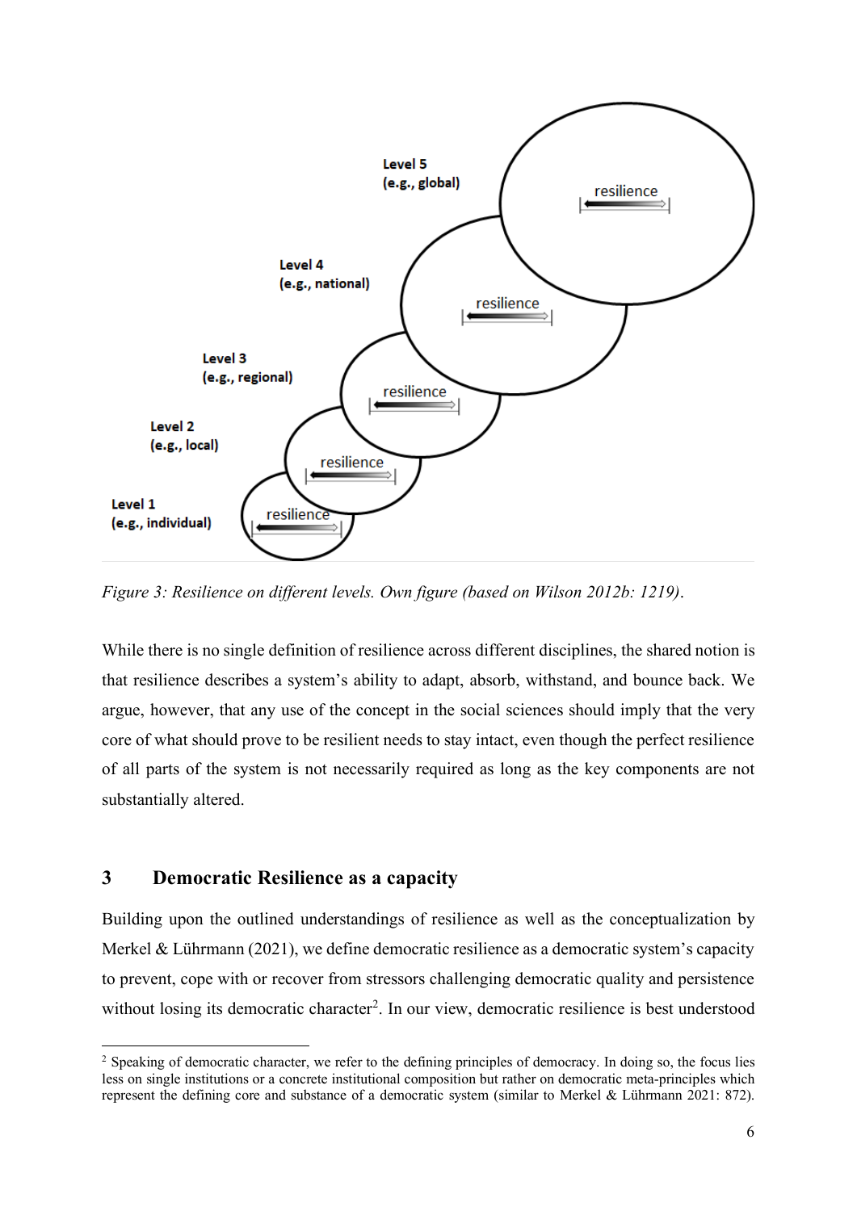Level 5 (e.g., global) — resilience

Level 4 (e.g., national) — resilience

Level 3 (e.g., regional) — resilience

Level 2 (e.g., local) — resilience

Level 1 (e.g., individual) — resilience

*Figure 3: Resilience on different levels. Own figure (based on Wilson 2012b: 1219).*

While there is no single definition of resilience across different disciplines, the shared notion is that resilience describes a system's ability to adapt, absorb, withstand, and bounce back. We argue, however, that any use of the concept in the social sciences should imply that the very core of what should prove to be resilient needs to stay intact, even though the perfect resilience of all parts of the system is not necessarily required as long as the key components are not substantially altered.

## 3 Democratic Resilience as a capacity

Building upon the outlined understandings of resilience as well as the conceptualization by Merkel & Lührmann (2021), we define democratic resilience as a democratic system's capacity to prevent, cope with or recover from stressors challenging democratic quality and persistence without losing its democratic character[2]. In our view, democratic resilience is best understood

[2] Speaking of democratic character, we refer to the defining principles of democracy. In doing so, the focus lies less on single institutions or a concrete institutional composition but rather on democratic meta-principles which represent the defining core and substance of a democratic system (similar to Merkel & Lührmann 2021: 872).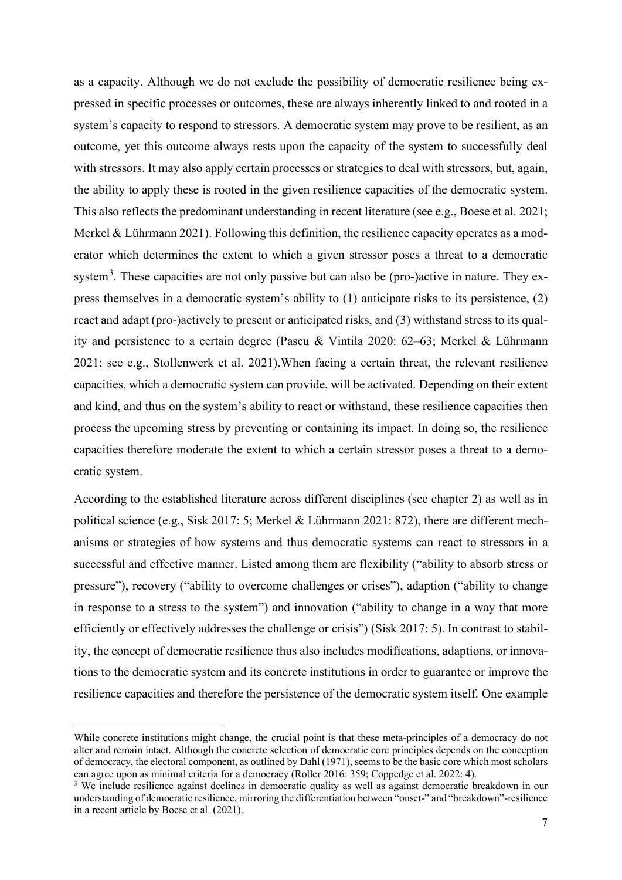as a capacity. Although we do not exclude the possibility of democratic resilience being expressed in specific processes or outcomes, these are always inherently linked to and rooted in a system's capacity to respond to stressors. A democratic system may prove to be resilient, as an outcome, yet this outcome always rests upon the capacity of the system to successfully deal with stressors. It may also apply certain processes or strategies to deal with stressors, but, again, the ability to apply these is rooted in the given resilience capacities of the democratic system. This also reflects the predominant understanding in recent literature (see e.g., Boese et al. 2021; Merkel & Lührmann 2021). Following this definition, the resilience capacity operates as a moderator which determines the extent to which a given stressor poses a threat to a democratic system[3]. These capacities are not only passive but can also be (pro-)active in nature. They express themselves in a democratic system's ability to (1) anticipate risks to its persistence, (2) react and adapt (pro-)actively to present or anticipated risks, and (3) withstand stress to its quality and persistence to a certain degree (Pascu & Vintila 2020: 62–63; Merkel & Lührmann 2021; see e.g., Stollenwerk et al. 2021).When facing a certain threat, the relevant resilience capacities, which a democratic system can provide, will be activated. Depending on their extent and kind, and thus on the system's ability to react or withstand, these resilience capacities then process the upcoming stress by preventing or containing its impact. In doing so, the resilience capacities therefore moderate the extent to which a certain stressor poses a threat to a democratic system.

According to the established literature across different disciplines (see chapter 2) as well as in political science (e.g., Sisk 2017: 5; Merkel & Lührmann 2021: 872), there are different mechanisms or strategies of how systems and thus democratic systems can react to stressors in a successful and effective manner. Listed among them are flexibility ("ability to absorb stress or pressure"), recovery ("ability to overcome challenges or crises"), adaption ("ability to change in response to a stress to the system") and innovation ("ability to change in a way that more efficiently or effectively addresses the challenge or crisis") (Sisk 2017: 5). In contrast to stability, the concept of democratic resilience thus also includes modifications, adaptions, or innovations to the democratic system and its concrete institutions in order to guarantee or improve the resilience capacities and therefore the persistence of the democratic system itself. One example

---

While concrete institutions might change, the crucial point is that these meta-principles of a democracy do not alter and remain intact. Although the concrete selection of democratic core principles depends on the conception of democracy, the electoral component, as outlined by Dahl (1971), seems to be the basic core which most scholars can agree upon as minimal criteria for a democracy (Roller 2016: 359; Coppedge et al. 2022: 4).

[3] We include resilience against declines in democratic quality as well as against democratic breakdown in our understanding of democratic resilience, mirroring the differentiation between "onset-" and "breakdown"-resilience in a recent article by Boese et al. (2021).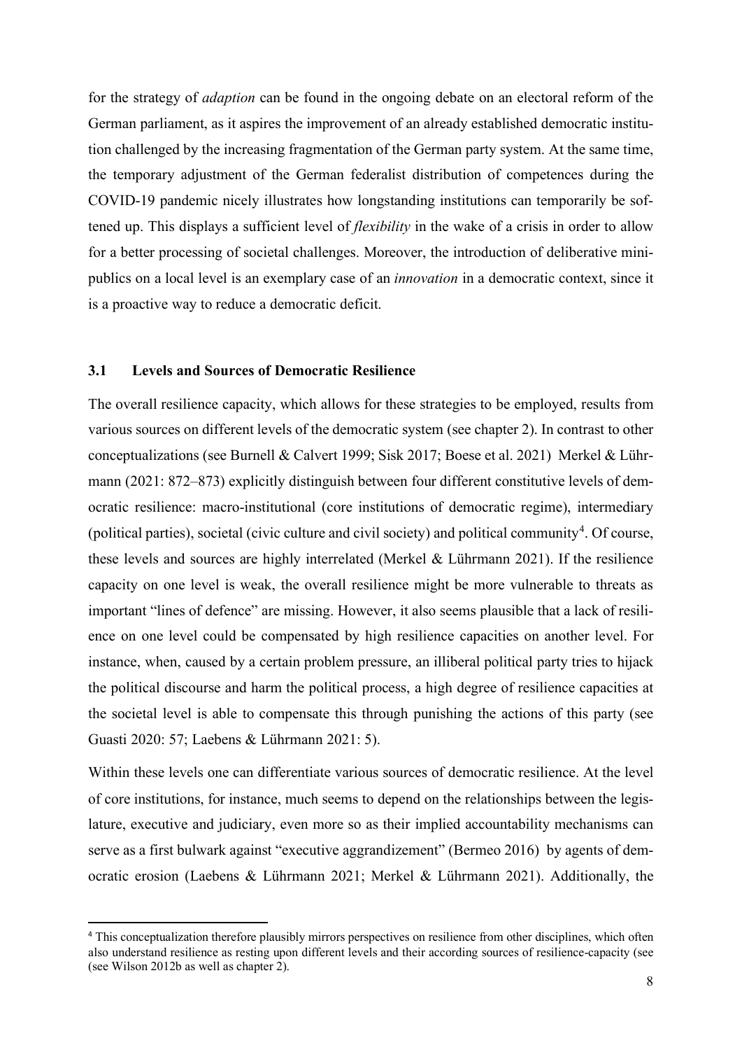for the strategy of *adaption* can be found in the ongoing debate on an electoral reform of the German parliament, as it aspires the improvement of an already established democratic institution challenged by the increasing fragmentation of the German party system. At the same time, the temporary adjustment of the German federalist distribution of competences during the COVID-19 pandemic nicely illustrates how longstanding institutions can temporarily be softened up. This displays a sufficient level of *flexibility* in the wake of a crisis in order to allow for a better processing of societal challenges. Moreover, the introduction of deliberative mini-publics on a local level is an exemplary case of an *innovation* in a democratic context, since it is a proactive way to reduce a democratic deficit.

### 3.1 Levels and Sources of Democratic Resilience

The overall resilience capacity, which allows for these strategies to be employed, results from various sources on different levels of the democratic system (see chapter 2). In contrast to other conceptualizations (see Burnell & Calvert 1999; Sisk 2017; Boese et al. 2021) Merkel & Lührmann (2021: 872–873) explicitly distinguish between four different constitutive levels of democratic resilience: macro-institutional (core institutions of democratic regime), intermediary (political parties), societal (civic culture and civil society) and political community[4]. Of course, these levels and sources are highly interrelated (Merkel & Lührmann 2021). If the resilience capacity on one level is weak, the overall resilience might be more vulnerable to threats as important "lines of defence" are missing. However, it also seems plausible that a lack of resilience on one level could be compensated by high resilience capacities on another level. For instance, when, caused by a certain problem pressure, an illiberal political party tries to hijack the political discourse and harm the political process, a high degree of resilience capacities at the societal level is able to compensate this through punishing the actions of this party (see Guasti 2020: 57; Laebens & Lührmann 2021: 5).

Within these levels one can differentiate various sources of democratic resilience. At the level of core institutions, for instance, much seems to depend on the relationships between the legislature, executive and judiciary, even more so as their implied accountability mechanisms can serve as a first bulwark against "executive aggrandizement" (Bermeo 2016) by agents of democratic erosion (Laebens & Lührmann 2021; Merkel & Lührmann 2021). Additionally, the

[4] This conceptualization therefore plausibly mirrors perspectives on resilience from other disciplines, which often also understand resilience as resting upon different levels and their according sources of resilience-capacity (see (see Wilson 2012b as well as chapter 2).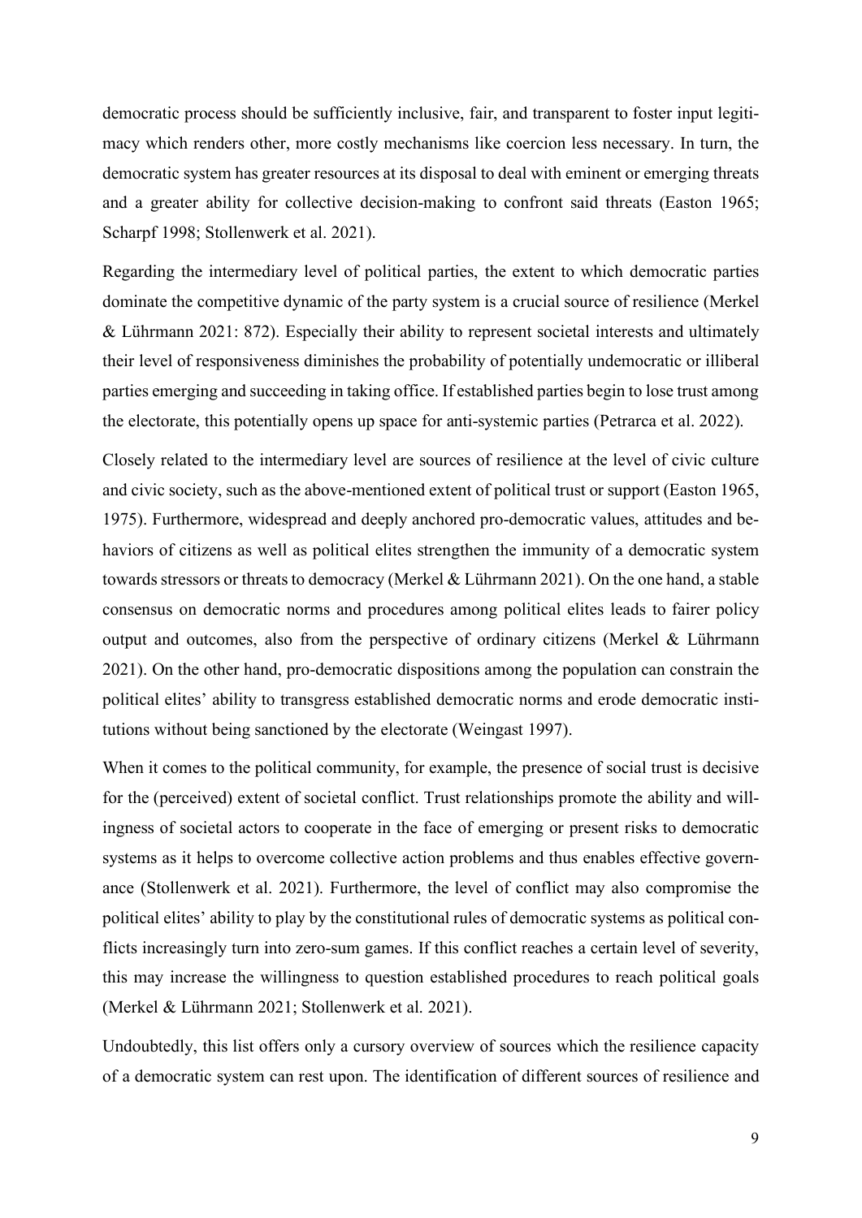democratic process should be sufficiently inclusive, fair, and transparent to foster input legitimacy which renders other, more costly mechanisms like coercion less necessary. In turn, the democratic system has greater resources at its disposal to deal with eminent or emerging threats and a greater ability for collective decision-making to confront said threats (Easton 1965; Scharpf 1998; Stollenwerk et al. 2021).

Regarding the intermediary level of political parties, the extent to which democratic parties dominate the competitive dynamic of the party system is a crucial source of resilience (Merkel & Lührmann 2021: 872). Especially their ability to represent societal interests and ultimately their level of responsiveness diminishes the probability of potentially undemocratic or illiberal parties emerging and succeeding in taking office. If established parties begin to lose trust among the electorate, this potentially opens up space for anti-systemic parties (Petrarca et al. 2022).

Closely related to the intermediary level are sources of resilience at the level of civic culture and civic society, such as the above-mentioned extent of political trust or support (Easton 1965, 1975). Furthermore, widespread and deeply anchored pro-democratic values, attitudes and behaviors of citizens as well as political elites strengthen the immunity of a democratic system towards stressors or threats to democracy (Merkel & Lührmann 2021). On the one hand, a stable consensus on democratic norms and procedures among political elites leads to fairer policy output and outcomes, also from the perspective of ordinary citizens (Merkel & Lührmann 2021). On the other hand, pro-democratic dispositions among the population can constrain the political elites' ability to transgress established democratic norms and erode democratic institutions without being sanctioned by the electorate (Weingast 1997).

When it comes to the political community, for example, the presence of social trust is decisive for the (perceived) extent of societal conflict. Trust relationships promote the ability and willingness of societal actors to cooperate in the face of emerging or present risks to democratic systems as it helps to overcome collective action problems and thus enables effective governance (Stollenwerk et al. 2021). Furthermore, the level of conflict may also compromise the political elites' ability to play by the constitutional rules of democratic systems as political conflicts increasingly turn into zero-sum games. If this conflict reaches a certain level of severity, this may increase the willingness to question established procedures to reach political goals (Merkel & Lührmann 2021; Stollenwerk et al. 2021).

Undoubtedly, this list offers only a cursory overview of sources which the resilience capacity of a democratic system can rest upon. The identification of different sources of resilience and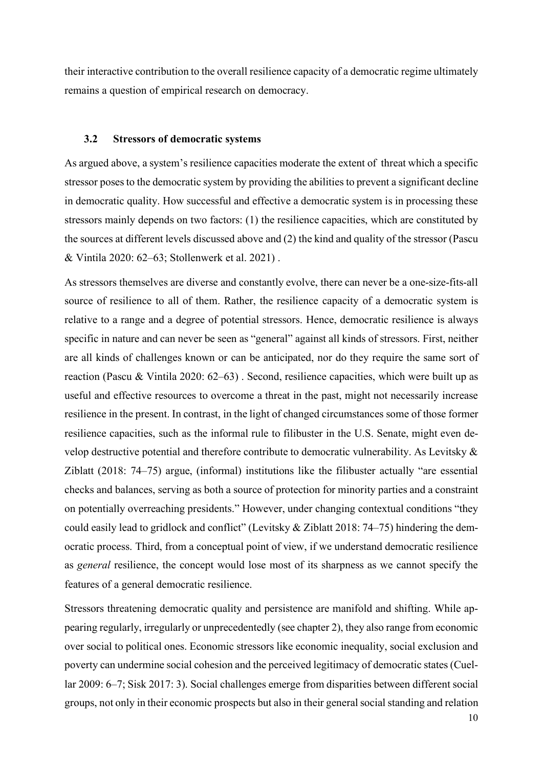their interactive contribution to the overall resilience capacity of a democratic regime ultimately remains a question of empirical research on democracy.

### 3.2 Stressors of democratic systems

As argued above, a system's resilience capacities moderate the extent of threat which a specific stressor poses to the democratic system by providing the abilities to prevent a significant decline in democratic quality. How successful and effective a democratic system is in processing these stressors mainly depends on two factors: (1) the resilience capacities, which are constituted by the sources at different levels discussed above and (2) the kind and quality of the stressor (Pascu & Vintila 2020: 62–63; Stollenwerk et al. 2021) .

As stressors themselves are diverse and constantly evolve, there can never be a one-size-fits-all source of resilience to all of them. Rather, the resilience capacity of a democratic system is relative to a range and a degree of potential stressors. Hence, democratic resilience is always specific in nature and can never be seen as "general" against all kinds of stressors. First, neither are all kinds of challenges known or can be anticipated, nor do they require the same sort of reaction (Pascu & Vintila 2020: 62–63) . Second, resilience capacities, which were built up as useful and effective resources to overcome a threat in the past, might not necessarily increase resilience in the present. In contrast, in the light of changed circumstances some of those former resilience capacities, such as the informal rule to filibuster in the U.S. Senate, might even develop destructive potential and therefore contribute to democratic vulnerability. As Levitsky & Ziblatt (2018: 74–75) argue, (informal) institutions like the filibuster actually "are essential checks and balances, serving as both a source of protection for minority parties and a constraint on potentially overreaching presidents." However, under changing contextual conditions "they could easily lead to gridlock and conflict" (Levitsky & Ziblatt 2018: 74–75) hindering the democratic process. Third, from a conceptual point of view, if we understand democratic resilience as *general* resilience, the concept would lose most of its sharpness as we cannot specify the features of a general democratic resilience.

Stressors threatening democratic quality and persistence are manifold and shifting. While appearing regularly, irregularly or unprecedentedly (see chapter 2), they also range from economic over social to political ones. Economic stressors like economic inequality, social exclusion and poverty can undermine social cohesion and the perceived legitimacy of democratic states (Cuellar 2009: 6–7; Sisk 2017: 3). Social challenges emerge from disparities between different social groups, not only in their economic prospects but also in their general social standing and relation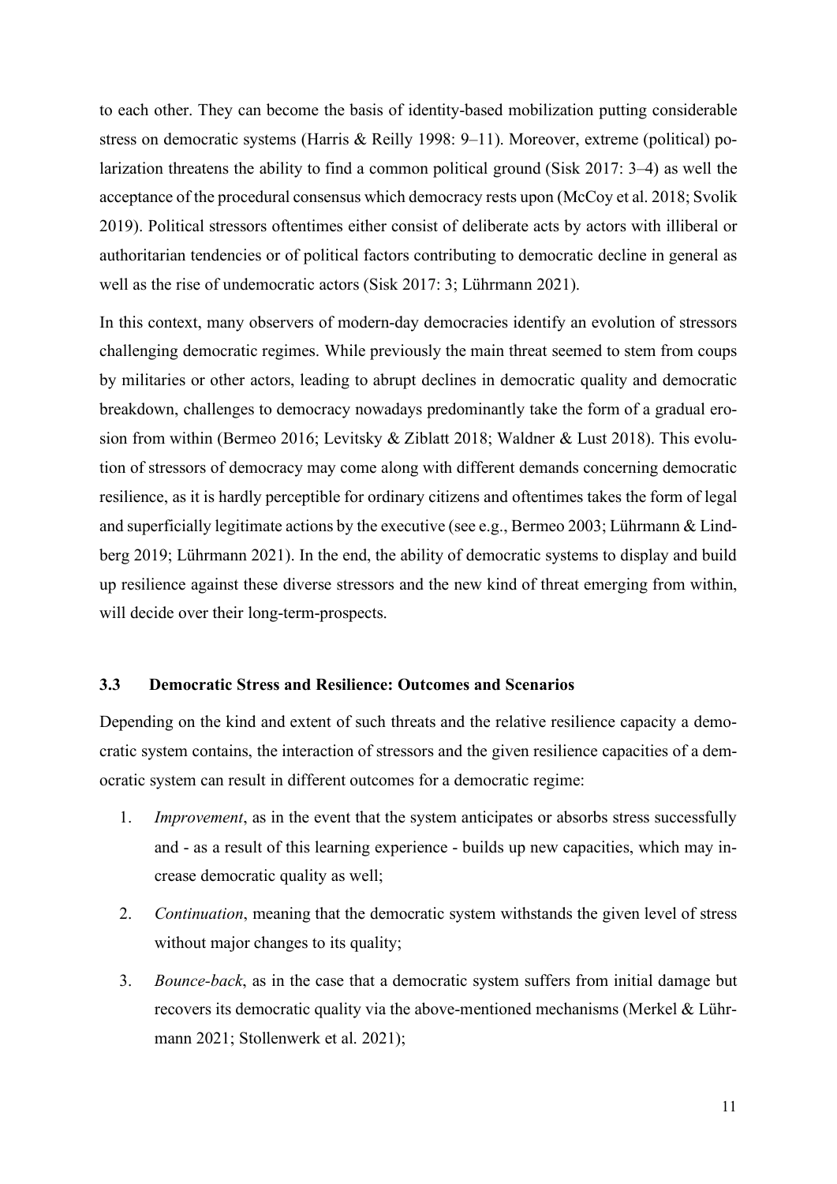to each other. They can become the basis of identity-based mobilization putting considerable stress on democratic systems (Harris & Reilly 1998: 9–11). Moreover, extreme (political) polarization threatens the ability to find a common political ground (Sisk 2017: 3–4) as well the acceptance of the procedural consensus which democracy rests upon (McCoy et al. 2018; Svolik 2019). Political stressors oftentimes either consist of deliberate acts by actors with illiberal or authoritarian tendencies or of political factors contributing to democratic decline in general as well as the rise of undemocratic actors (Sisk 2017: 3; Lührmann 2021).

In this context, many observers of modern-day democracies identify an evolution of stressors challenging democratic regimes. While previously the main threat seemed to stem from coups by militaries or other actors, leading to abrupt declines in democratic quality and democratic breakdown, challenges to democracy nowadays predominantly take the form of a gradual erosion from within (Bermeo 2016; Levitsky & Ziblatt 2018; Waldner & Lust 2018). This evolution of stressors of democracy may come along with different demands concerning democratic resilience, as it is hardly perceptible for ordinary citizens and oftentimes takes the form of legal and superficially legitimate actions by the executive (see e.g., Bermeo 2003; Lührmann & Lindberg 2019; Lührmann 2021). In the end, the ability of democratic systems to display and build up resilience against these diverse stressors and the new kind of threat emerging from within, will decide over their long-term-prospects.

### 3.3 Democratic Stress and Resilience: Outcomes and Scenarios

Depending on the kind and extent of such threats and the relative resilience capacity a democratic system contains, the interaction of stressors and the given resilience capacities of a democratic system can result in different outcomes for a democratic regime:

1. *Improvement*, as in the event that the system anticipates or absorbs stress successfully and - as a result of this learning experience - builds up new capacities, which may increase democratic quality as well;
2. *Continuation*, meaning that the democratic system withstands the given level of stress without major changes to its quality;
3. *Bounce-back*, as in the case that a democratic system suffers from initial damage but recovers its democratic quality via the above-mentioned mechanisms (Merkel & Lührmann 2021; Stollenwerk et al. 2021);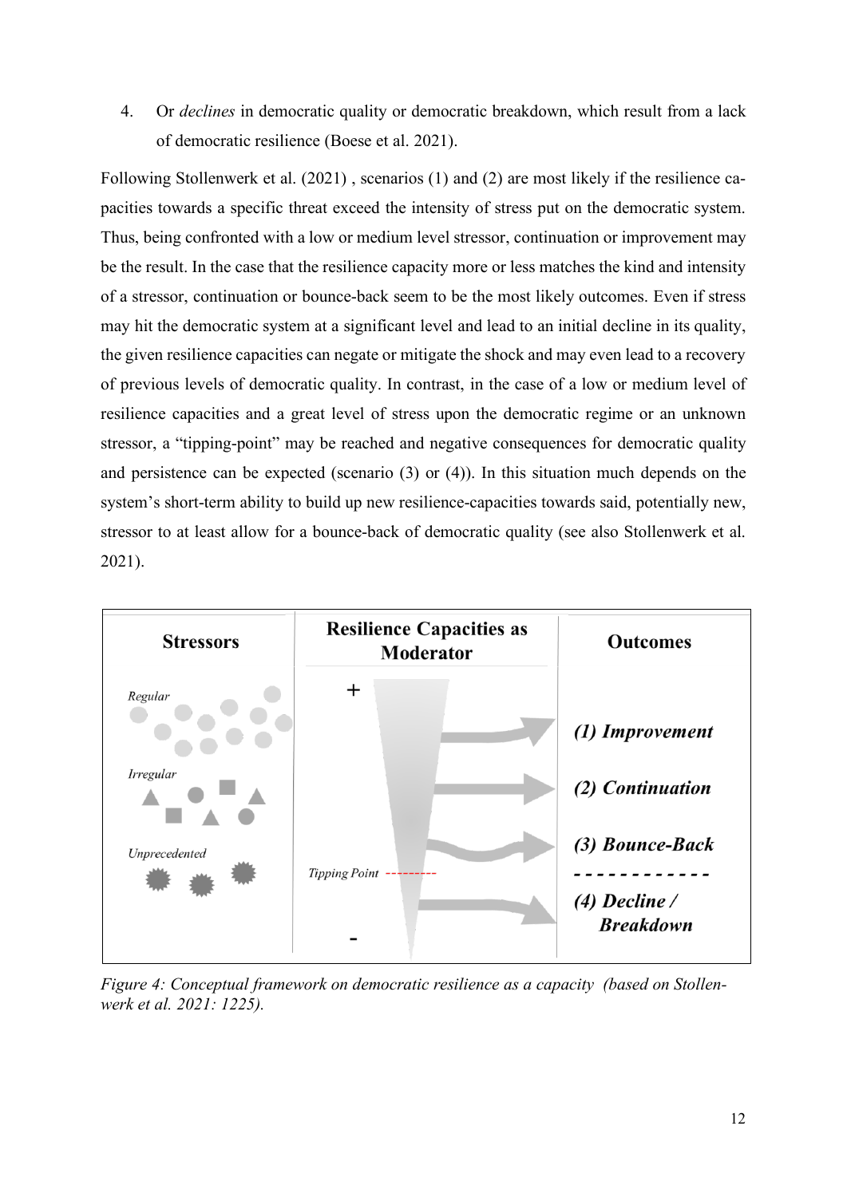4. Or *declines* in democratic quality or democratic breakdown, which result from a lack of democratic resilience (Boese et al. 2021).

Following Stollenwerk et al. (2021) , scenarios (1) and (2) are most likely if the resilience capacities towards a specific threat exceed the intensity of stress put on the democratic system. Thus, being confronted with a low or medium level stressor, continuation or improvement may be the result. In the case that the resilience capacity more or less matches the kind and intensity of a stressor, continuation or bounce-back seem to be the most likely outcomes. Even if stress may hit the democratic system at a significant level and lead to an initial decline in its quality, the given resilience capacities can negate or mitigate the shock and may even lead to a recovery of previous levels of democratic quality. In contrast, in the case of a low or medium level of resilience capacities and a great level of stress upon the democratic regime or an unknown stressor, a "tipping-point" may be reached and negative consequences for democratic quality and persistence can be expected (scenario (3) or (4)). In this situation much depends on the system's short-term ability to build up new resilience-capacities towards said, potentially new, stressor to at least allow for a bounce-back of democratic quality (see also Stollenwerk et al. 2021).

| Stressors | Resilience Capacities as Moderator | Outcomes |
|---|---|---|
| *Regular* | + | *(1) Improvement* |
| *Irregular* | | *(2) Continuation* |
| | | *(3) Bounce-Back* |
| *Unprecedented* | *Tipping Point* | - - - - - - - - - - - - |
| | - | *(4) Decline / Breakdown* |

*Figure 4: Conceptual framework on democratic resilience as a capacity (based on Stollenwerk et al. 2021: 1225).*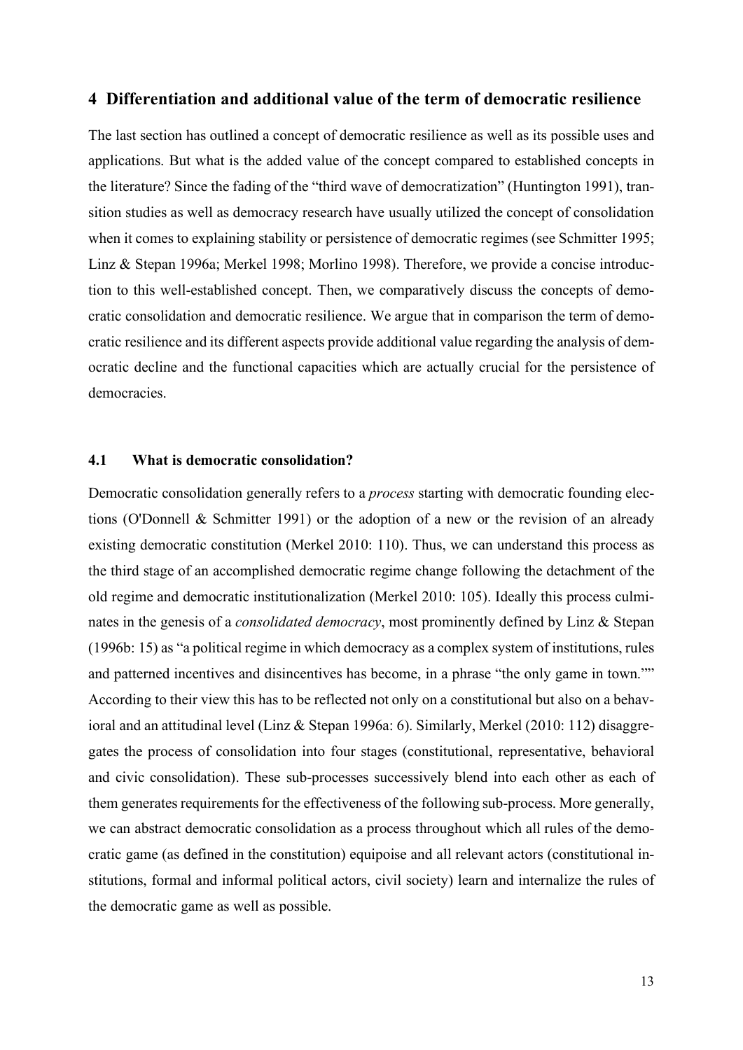## 4 Differentiation and additional value of the term of democratic resilience

The last section has outlined a concept of democratic resilience as well as its possible uses and applications. But what is the added value of the concept compared to established concepts in the literature? Since the fading of the "third wave of democratization" (Huntington 1991), transition studies as well as democracy research have usually utilized the concept of consolidation when it comes to explaining stability or persistence of democratic regimes (see Schmitter 1995; Linz & Stepan 1996a; Merkel 1998; Morlino 1998). Therefore, we provide a concise introduction to this well-established concept. Then, we comparatively discuss the concepts of democratic consolidation and democratic resilience. We argue that in comparison the term of democratic resilience and its different aspects provide additional value regarding the analysis of democratic decline and the functional capacities which are actually crucial for the persistence of democracies.

### 4.1 What is democratic consolidation?

Democratic consolidation generally refers to a *process* starting with democratic founding elections (O'Donnell & Schmitter 1991) or the adoption of a new or the revision of an already existing democratic constitution (Merkel 2010: 110). Thus, we can understand this process as the third stage of an accomplished democratic regime change following the detachment of the old regime and democratic institutionalization (Merkel 2010: 105). Ideally this process culminates in the genesis of a *consolidated democracy*, most prominently defined by Linz & Stepan (1996b: 15) as "a political regime in which democracy as a complex system of institutions, rules and patterned incentives and disincentives has become, in a phrase "the only game in town."" According to their view this has to be reflected not only on a constitutional but also on a behavioral and an attitudinal level (Linz & Stepan 1996a: 6). Similarly, Merkel (2010: 112) disaggregates the process of consolidation into four stages (constitutional, representative, behavioral and civic consolidation). These sub-processes successively blend into each other as each of them generates requirements for the effectiveness of the following sub-process. More generally, we can abstract democratic consolidation as a process throughout which all rules of the democratic game (as defined in the constitution) equipoise and all relevant actors (constitutional institutions, formal and informal political actors, civil society) learn and internalize the rules of the democratic game as well as possible.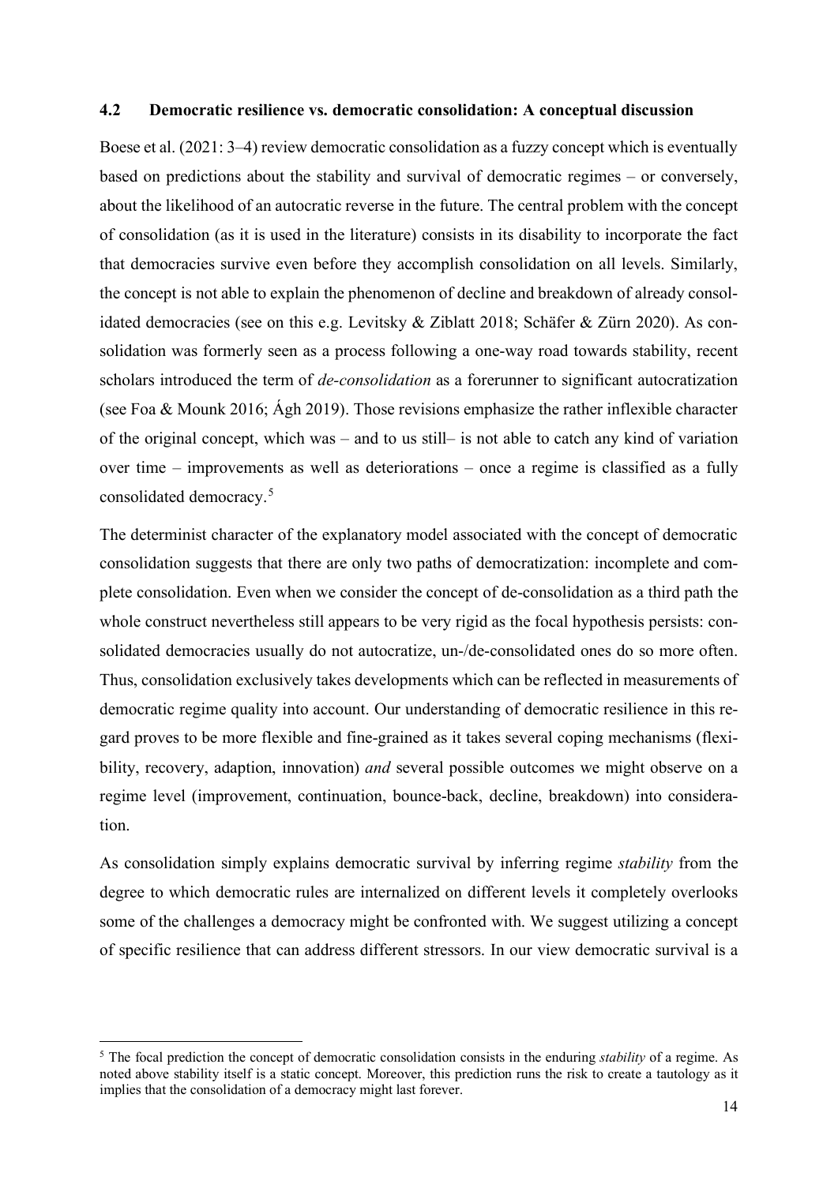### 4.2 Democratic resilience vs. democratic consolidation: A conceptual discussion

Boese et al. (2021: 3–4) review democratic consolidation as a fuzzy concept which is eventually based on predictions about the stability and survival of democratic regimes – or conversely, about the likelihood of an autocratic reverse in the future. The central problem with the concept of consolidation (as it is used in the literature) consists in its disability to incorporate the fact that democracies survive even before they accomplish consolidation on all levels. Similarly, the concept is not able to explain the phenomenon of decline and breakdown of already consolidated democracies (see on this e.g. Levitsky & Ziblatt 2018; Schäfer & Zürn 2020). As consolidation was formerly seen as a process following a one-way road towards stability, recent scholars introduced the term of *de-consolidation* as a forerunner to significant autocratization (see Foa & Mounk 2016; Ágh 2019). Those revisions emphasize the rather inflexible character of the original concept, which was – and to us still– is not able to catch any kind of variation over time – improvements as well as deteriorations – once a regime is classified as a fully consolidated democracy.[5]

The determinist character of the explanatory model associated with the concept of democratic consolidation suggests that there are only two paths of democratization: incomplete and complete consolidation. Even when we consider the concept of de-consolidation as a third path the whole construct nevertheless still appears to be very rigid as the focal hypothesis persists: consolidated democracies usually do not autocratize, un-/de-consolidated ones do so more often. Thus, consolidation exclusively takes developments which can be reflected in measurements of democratic regime quality into account. Our understanding of democratic resilience in this regard proves to be more flexible and fine-grained as it takes several coping mechanisms (flexibility, recovery, adaption, innovation) *and* several possible outcomes we might observe on a regime level (improvement, continuation, bounce-back, decline, breakdown) into consideration.

As consolidation simply explains democratic survival by inferring regime *stability* from the degree to which democratic rules are internalized on different levels it completely overlooks some of the challenges a democracy might be confronted with. We suggest utilizing a concept of specific resilience that can address different stressors. In our view democratic survival is a

[5] The focal prediction the concept of democratic consolidation consists in the enduring *stability* of a regime. As noted above stability itself is a static concept. Moreover, this prediction runs the risk to create a tautology as it implies that the consolidation of a democracy might last forever.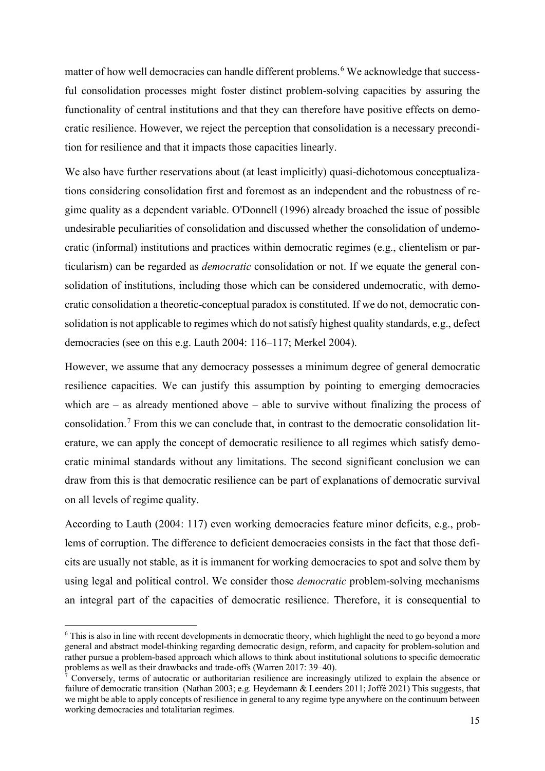matter of how well democracies can handle different problems.[6] We acknowledge that successful consolidation processes might foster distinct problem-solving capacities by assuring the functionality of central institutions and that they can therefore have positive effects on democratic resilience. However, we reject the perception that consolidation is a necessary precondition for resilience and that it impacts those capacities linearly.

We also have further reservations about (at least implicitly) quasi-dichotomous conceptualizations considering consolidation first and foremost as an independent and the robustness of regime quality as a dependent variable. O'Donnell (1996) already broached the issue of possible undesirable peculiarities of consolidation and discussed whether the consolidation of undemocratic (informal) institutions and practices within democratic regimes (e.g., clientelism or particularism) can be regarded as *democratic* consolidation or not. If we equate the general consolidation of institutions, including those which can be considered undemocratic, with democratic consolidation a theoretic-conceptual paradox is constituted. If we do not, democratic consolidation is not applicable to regimes which do not satisfy highest quality standards, e.g., defect democracies (see on this e.g. Lauth 2004: 116–117; Merkel 2004).

However, we assume that any democracy possesses a minimum degree of general democratic resilience capacities. We can justify this assumption by pointing to emerging democracies which are – as already mentioned above – able to survive without finalizing the process of consolidation.[7] From this we can conclude that, in contrast to the democratic consolidation literature, we can apply the concept of democratic resilience to all regimes which satisfy democratic minimal standards without any limitations. The second significant conclusion we can draw from this is that democratic resilience can be part of explanations of democratic survival on all levels of regime quality.

According to Lauth (2004: 117) even working democracies feature minor deficits, e.g., problems of corruption. The difference to deficient democracies consists in the fact that those deficits are usually not stable, as it is immanent for working democracies to spot and solve them by using legal and political control. We consider those *democratic* problem-solving mechanisms an integral part of the capacities of democratic resilience. Therefore, it is consequential to

---

[6] This is also in line with recent developments in democratic theory, which highlight the need to go beyond a more general and abstract model-thinking regarding democratic design, reform, and capacity for problem-solution and rather pursue a problem-based approach which allows to think about institutional solutions to specific democratic problems as well as their drawbacks and trade-offs (Warren 2017: 39–40).

[7] Conversely, terms of autocratic or authoritarian resilience are increasingly utilized to explain the absence or failure of democratic transition (Nathan 2003; e.g. Heydemann & Leenders 2011; Joffé 2021) This suggests, that we might be able to apply concepts of resilience in general to any regime type anywhere on the continuum between working democracies and totalitarian regimes.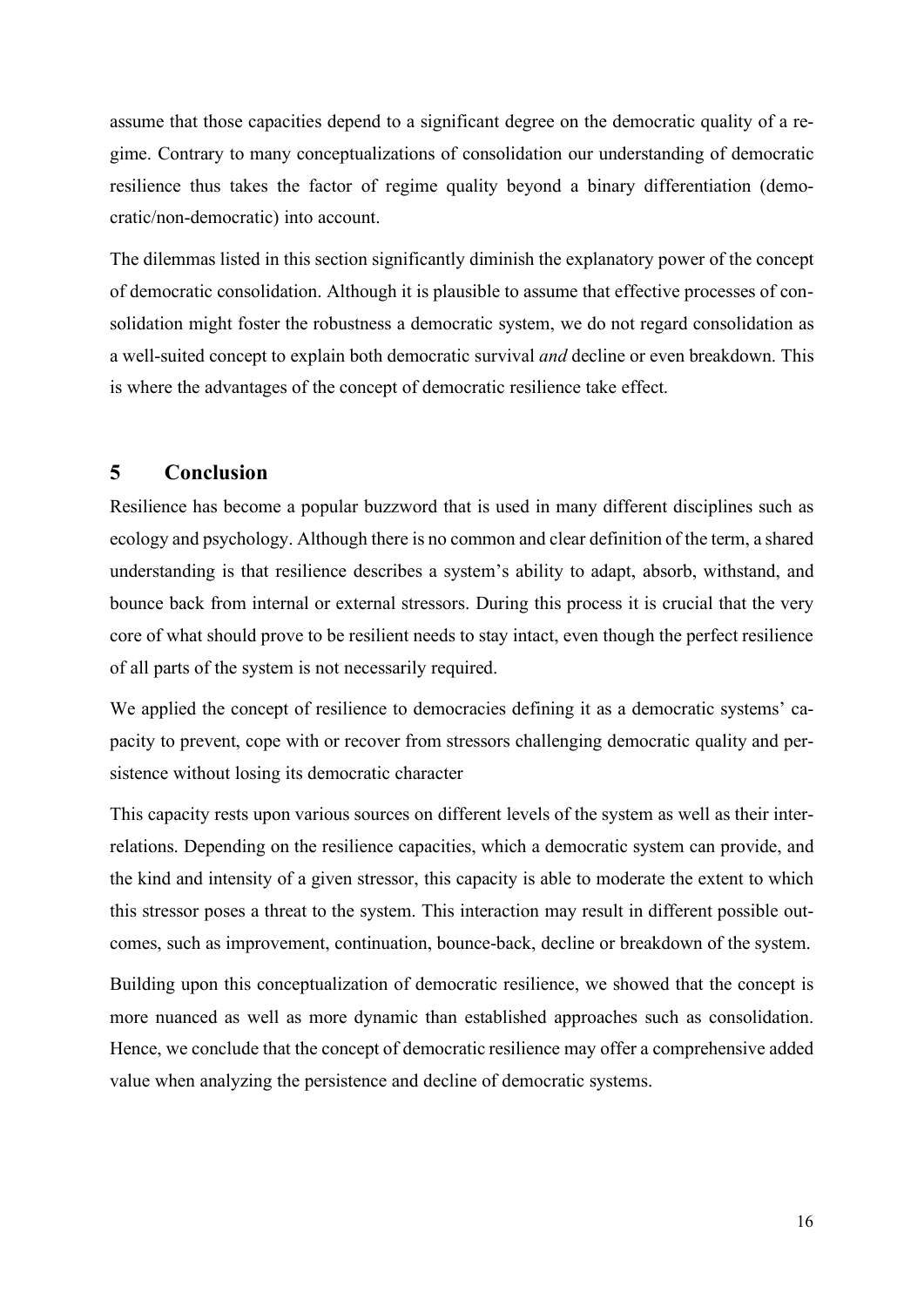assume that those capacities depend to a significant degree on the democratic quality of a regime. Contrary to many conceptualizations of consolidation our understanding of democratic resilience thus takes the factor of regime quality beyond a binary differentiation (democratic/non-democratic) into account.

The dilemmas listed in this section significantly diminish the explanatory power of the concept of democratic consolidation. Although it is plausible to assume that effective processes of consolidation might foster the robustness a democratic system, we do not regard consolidation as a well-suited concept to explain both democratic survival *and* decline or even breakdown. This is where the advantages of the concept of democratic resilience take effect.

## 5 Conclusion

Resilience has become a popular buzzword that is used in many different disciplines such as ecology and psychology. Although there is no common and clear definition of the term, a shared understanding is that resilience describes a system's ability to adapt, absorb, withstand, and bounce back from internal or external stressors. During this process it is crucial that the very core of what should prove to be resilient needs to stay intact, even though the perfect resilience of all parts of the system is not necessarily required.

We applied the concept of resilience to democracies defining it as a democratic systems' capacity to prevent, cope with or recover from stressors challenging democratic quality and persistence without losing its democratic character

This capacity rests upon various sources on different levels of the system as well as their interrelations. Depending on the resilience capacities, which a democratic system can provide, and the kind and intensity of a given stressor, this capacity is able to moderate the extent to which this stressor poses a threat to the system. This interaction may result in different possible outcomes, such as improvement, continuation, bounce-back, decline or breakdown of the system.

Building upon this conceptualization of democratic resilience, we showed that the concept is more nuanced as well as more dynamic than established approaches such as consolidation. Hence, we conclude that the concept of democratic resilience may offer a comprehensive added value when analyzing the persistence and decline of democratic systems.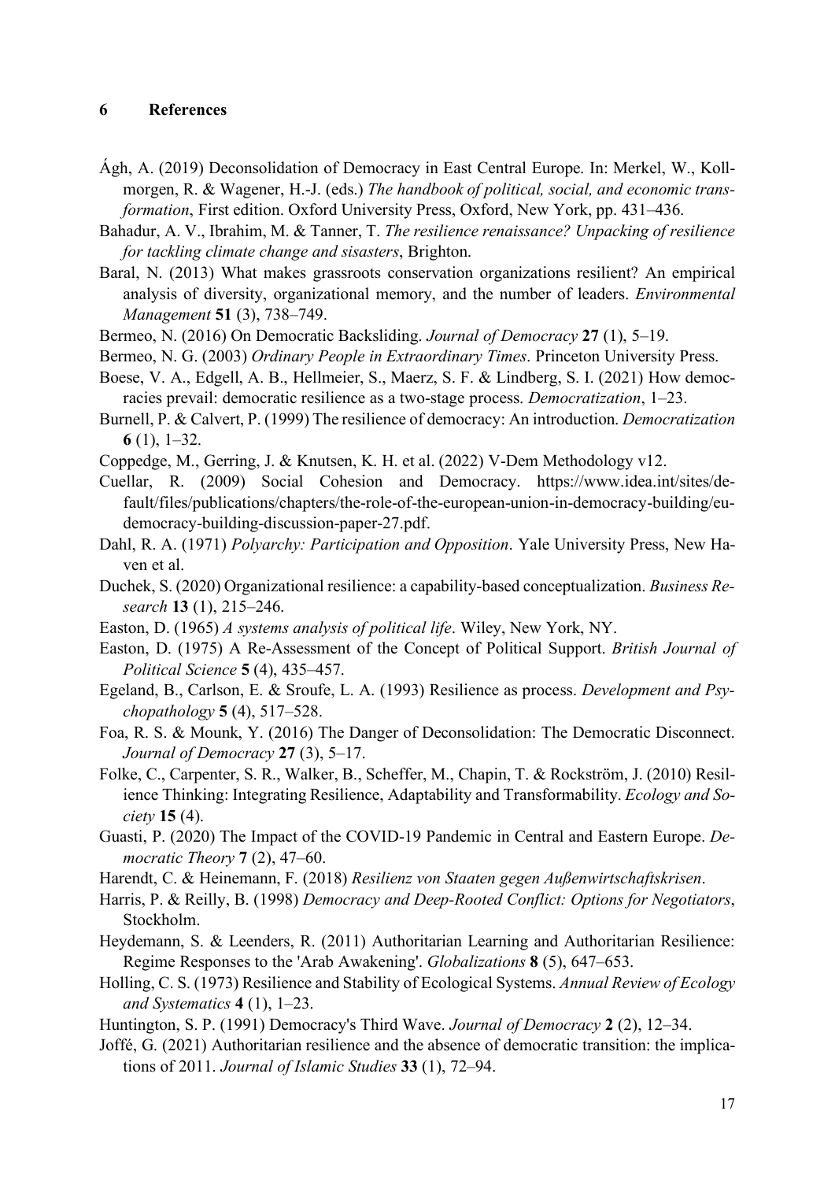## 6 References

Ágh, A. (2019) Deconsolidation of Democracy in East Central Europe. In: Merkel, W., Kollmorgen, R. & Wagener, H.-J. (eds.) *The handbook of political, social, and economic transformation*, First edition. Oxford University Press, Oxford, New York, pp. 431–436.

Bahadur, A. V., Ibrahim, M. & Tanner, T. *The resilience renaissance? Unpacking of resilience for tackling climate change and sisasters*, Brighton.

Baral, N. (2013) What makes grassroots conservation organizations resilient? An empirical analysis of diversity, organizational memory, and the number of leaders. *Environmental Management* **51** (3), 738–749.

Bermeo, N. (2016) On Democratic Backsliding. *Journal of Democracy* **27** (1), 5–19.

Bermeo, N. G. (2003) *Ordinary People in Extraordinary Times*. Princeton University Press.

Boese, V. A., Edgell, A. B., Hellmeier, S., Maerz, S. F. & Lindberg, S. I. (2021) How democracies prevail: democratic resilience as a two-stage process. *Democratization*, 1–23.

Burnell, P. & Calvert, P. (1999) The resilience of democracy: An introduction. *Democratization* **6** (1), 1–32.

Coppedge, M., Gerring, J. & Knutsen, K. H. et al. (2022) V-Dem Methodology v12.

Cuellar, R. (2009) Social Cohesion and Democracy. https://www.idea.int/sites/default/files/publications/chapters/the-role-of-the-european-union-in-democracy-building/eu-democracy-building-discussion-paper-27.pdf.

Dahl, R. A. (1971) *Polyarchy: Participation and Opposition*. Yale University Press, New Haven et al.

Duchek, S. (2020) Organizational resilience: a capability-based conceptualization. *Business Research* **13** (1), 215–246.

Easton, D. (1965) *A systems analysis of political life*. Wiley, New York, NY.

Easton, D. (1975) A Re-Assessment of the Concept of Political Support. *British Journal of Political Science* **5** (4), 435–457.

Egeland, B., Carlson, E. & Sroufe, L. A. (1993) Resilience as process. *Development and Psychopathology* **5** (4), 517–528.

Foa, R. S. & Mounk, Y. (2016) The Danger of Deconsolidation: The Democratic Disconnect. *Journal of Democracy* **27** (3), 5–17.

Folke, C., Carpenter, S. R., Walker, B., Scheffer, M., Chapin, T. & Rockström, J. (2010) Resilience Thinking: Integrating Resilience, Adaptability and Transformability. *Ecology and Society* **15** (4).

Guasti, P. (2020) The Impact of the COVID-19 Pandemic in Central and Eastern Europe. *Democratic Theory* **7** (2), 47–60.

Harendt, C. & Heinemann, F. (2018) *Resilienz von Staaten gegen Außenwirtschaftskrisen*.

Harris, P. & Reilly, B. (1998) *Democracy and Deep-Rooted Conflict: Options for Negotiators*, Stockholm.

Heydemann, S. & Leenders, R. (2011) Authoritarian Learning and Authoritarian Resilience: Regime Responses to the 'Arab Awakening'. *Globalizations* **8** (5), 647–653.

Holling, C. S. (1973) Resilience and Stability of Ecological Systems. *Annual Review of Ecology and Systematics* **4** (1), 1–23.

Huntington, S. P. (1991) Democracy's Third Wave. *Journal of Democracy* **2** (2), 12–34.

Joffé, G. (2021) Authoritarian resilience and the absence of democratic transition: the implications of 2011. *Journal of Islamic Studies* **33** (1), 72–94.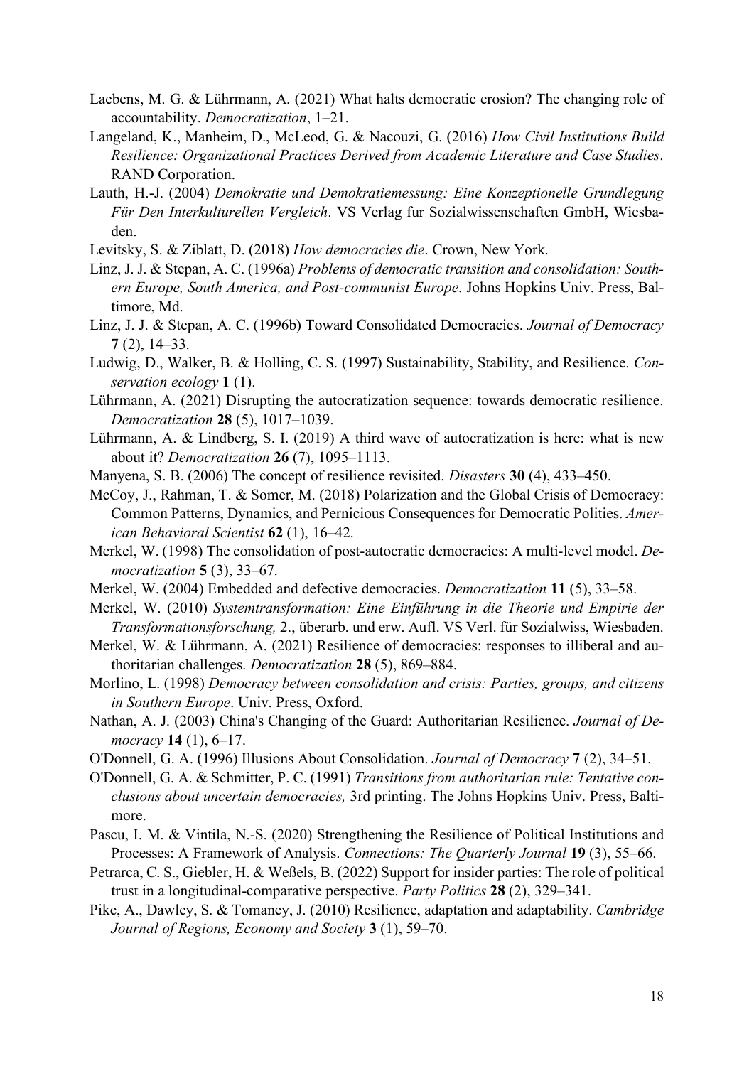Laebens, M. G. & Lührmann, A. (2021) What halts democratic erosion? The changing role of accountability. *Democratization*, 1–21.

Langeland, K., Manheim, D., McLeod, G. & Nacouzi, G. (2016) *How Civil Institutions Build Resilience: Organizational Practices Derived from Academic Literature and Case Studies*. RAND Corporation.

Lauth, H.-J. (2004) *Demokratie und Demokratiemessung: Eine Konzeptionelle Grundlegung Für Den Interkulturellen Vergleich*. VS Verlag fur Sozialwissenschaften GmbH, Wiesbaden.

Levitsky, S. & Ziblatt, D. (2018) *How democracies die*. Crown, New York.

Linz, J. J. & Stepan, A. C. (1996a) *Problems of democratic transition and consolidation: Southern Europe, South America, and Post-communist Europe*. Johns Hopkins Univ. Press, Baltimore, Md.

Linz, J. J. & Stepan, A. C. (1996b) Toward Consolidated Democracies. *Journal of Democracy* **7** (2), 14–33.

Ludwig, D., Walker, B. & Holling, C. S. (1997) Sustainability, Stability, and Resilience. *Conservation ecology* **1** (1).

Lührmann, A. (2021) Disrupting the autocratization sequence: towards democratic resilience. *Democratization* **28** (5), 1017–1039.

Lührmann, A. & Lindberg, S. I. (2019) A third wave of autocratization is here: what is new about it? *Democratization* **26** (7), 1095–1113.

Manyena, S. B. (2006) The concept of resilience revisited. *Disasters* **30** (4), 433–450.

McCoy, J., Rahman, T. & Somer, M. (2018) Polarization and the Global Crisis of Democracy: Common Patterns, Dynamics, and Pernicious Consequences for Democratic Polities. *American Behavioral Scientist* **62** (1), 16–42.

Merkel, W. (1998) The consolidation of post-autocratic democracies: A multi-level model. *Democratization* **5** (3), 33–67.

Merkel, W. (2004) Embedded and defective democracies. *Democratization* **11** (5), 33–58.

Merkel, W. (2010) *Systemtransformation: Eine Einführung in die Theorie und Empirie der Transformationsforschung,* 2., überarb. und erw. Aufl. VS Verl. für Sozialwiss, Wiesbaden.

Merkel, W. & Lührmann, A. (2021) Resilience of democracies: responses to illiberal and authoritarian challenges. *Democratization* **28** (5), 869–884.

Morlino, L. (1998) *Democracy between consolidation and crisis: Parties, groups, and citizens in Southern Europe*. Univ. Press, Oxford.

Nathan, A. J. (2003) China's Changing of the Guard: Authoritarian Resilience. *Journal of Democracy* **14** (1), 6–17.

O'Donnell, G. A. (1996) Illusions About Consolidation. *Journal of Democracy* **7** (2), 34–51.

O'Donnell, G. A. & Schmitter, P. C. (1991) *Transitions from authoritarian rule: Tentative conclusions about uncertain democracies,* 3rd printing. The Johns Hopkins Univ. Press, Baltimore.

Pascu, I. M. & Vintila, N.-S. (2020) Strengthening the Resilience of Political Institutions and Processes: A Framework of Analysis. *Connections: The Quarterly Journal* **19** (3), 55–66.

Petrarca, C. S., Giebler, H. & Weßels, B. (2022) Support for insider parties: The role of political trust in a longitudinal-comparative perspective. *Party Politics* **28** (2), 329–341.

Pike, A., Dawley, S. & Tomaney, J. (2010) Resilience, adaptation and adaptability. *Cambridge Journal of Regions, Economy and Society* **3** (1), 59–70.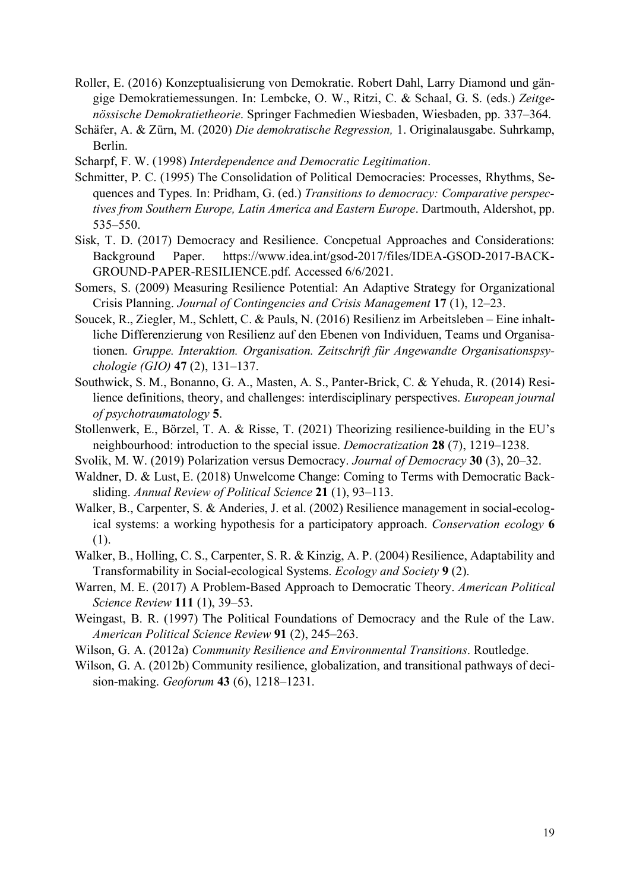Roller, E. (2016) Konzeptualisierung von Demokratie. Robert Dahl, Larry Diamond und gängige Demokratiemessungen. In: Lembcke, O. W., Ritzi, C. & Schaal, G. S. (eds.) *Zeitgenössische Demokratietheorie*. Springer Fachmedien Wiesbaden, Wiesbaden, pp. 337–364.

Schäfer, A. & Zürn, M. (2020) *Die demokratische Regression,* 1. Originalausgabe. Suhrkamp, Berlin.

Scharpf, F. W. (1998) *Interdependence and Democratic Legitimation*.

Schmitter, P. C. (1995) The Consolidation of Political Democracies: Processes, Rhythms, Sequences and Types. In: Pridham, G. (ed.) *Transitions to democracy: Comparative perspectives from Southern Europe, Latin America and Eastern Europe*. Dartmouth, Aldershot, pp. 535–550.

Sisk, T. D. (2017) Democracy and Resilience. Concpetual Approaches and Considerations: Background Paper. https://www.idea.int/gsod-2017/files/IDEA-GSOD-2017-BACKGROUND-PAPER-RESILIENCE.pdf. Accessed 6/6/2021.

Somers, S. (2009) Measuring Resilience Potential: An Adaptive Strategy for Organizational Crisis Planning. *Journal of Contingencies and Crisis Management* **17** (1), 12–23.

Soucek, R., Ziegler, M., Schlett, C. & Pauls, N. (2016) Resilienz im Arbeitsleben – Eine inhaltliche Differenzierung von Resilienz auf den Ebenen von Individuen, Teams und Organisationen. *Gruppe. Interaktion. Organisation. Zeitschrift für Angewandte Organisationspsychologie (GIO)* **47** (2), 131–137.

Southwick, S. M., Bonanno, G. A., Masten, A. S., Panter-Brick, C. & Yehuda, R. (2014) Resilience definitions, theory, and challenges: interdisciplinary perspectives. *European journal of psychotraumatology* **5**.

Stollenwerk, E., Börzel, T. A. & Risse, T. (2021) Theorizing resilience-building in the EU's neighbourhood: introduction to the special issue. *Democratization* **28** (7), 1219–1238.

Svolik, M. W. (2019) Polarization versus Democracy. *Journal of Democracy* **30** (3), 20–32.

Waldner, D. & Lust, E. (2018) Unwelcome Change: Coming to Terms with Democratic Backsliding. *Annual Review of Political Science* **21** (1), 93–113.

Walker, B., Carpenter, S. & Anderies, J. et al. (2002) Resilience management in social-ecological systems: a working hypothesis for a participatory approach. *Conservation ecology* **6** (1).

Walker, B., Holling, C. S., Carpenter, S. R. & Kinzig, A. P. (2004) Resilience, Adaptability and Transformability in Social-ecological Systems. *Ecology and Society* **9** (2).

Warren, M. E. (2017) A Problem-Based Approach to Democratic Theory. *American Political Science Review* **111** (1), 39–53.

Weingast, B. R. (1997) The Political Foundations of Democracy and the Rule of the Law. *American Political Science Review* **91** (2), 245–263.

Wilson, G. A. (2012a) *Community Resilience and Environmental Transitions*. Routledge.

Wilson, G. A. (2012b) Community resilience, globalization, and transitional pathways of decision-making. *Geoforum* **43** (6), 1218–1231.